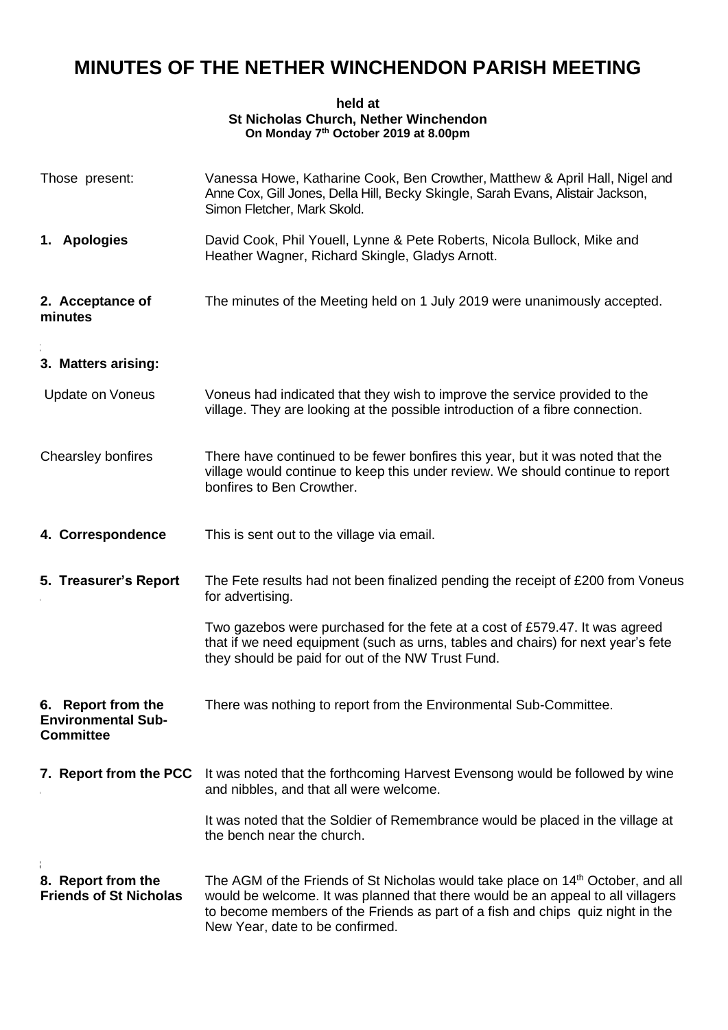# MINUTES OF THE NETHER WINCHENDON PARISH MEETING

**held at**
**St Nicholas Church, Nether Winchendon**
**On Monday 7th October 2019 at 8.00pm**

**Those present:** Vanessa Howe, Katharine Cook, Ben Crowther, Matthew & April Hall, Nigel and Anne Cox, Gill Jones, Della Hill, Becky Skingle, Sarah Evans, Alistair Jackson, Simon Fletcher, Mark Skold.

## 1. Apologies

David Cook, Phil Youell, Lynne & Pete Roberts, Nicola Bullock, Mike and Heather Wagner, Richard Skingle, Gladys Arnott.

## 2. Acceptance of minutes

The minutes of the Meeting held on 1 July 2019 were unanimously accepted.

## 3. Matters arising:

**Update on Voneus**

Voneus had indicated that they wish to improve the service provided to the village. They are looking at the possible introduction of a fibre connection.

**Chearsley bonfires**

There have continued to be fewer bonfires this year, but it was noted that the village would continue to keep this under review. We should continue to report bonfires to Ben Crowther.

## 4. Correspondence

This is sent out to the village via email.

## 5. Treasurer's Report

The Fete results had not been finalized pending the receipt of £200 from Voneus for advertising.

Two gazebos were purchased for the fete at a cost of £579.47. It was agreed that if we need equipment (such as urns, tables and chairs) for next year's fete they should be paid for out of the NW Trust Fund.

## 6. Report from the Environmental Sub-Committee

There was nothing to report from the Environmental Sub-Committee.

## 7. Report from the PCC

It was noted that the forthcoming Harvest Evensong would be followed by wine and nibbles, and that all were welcome.

It was noted that the Soldier of Remembrance would be placed in the village at the bench near the church.

## 8. Report from the Friends of St Nicholas

The AGM of the Friends of St Nicholas would take place on 14th October, and all would be welcome. It was planned that there would be an appeal to all villagers to become members of the Friends as part of a fish and chips quiz night in the New Year, date to be confirmed.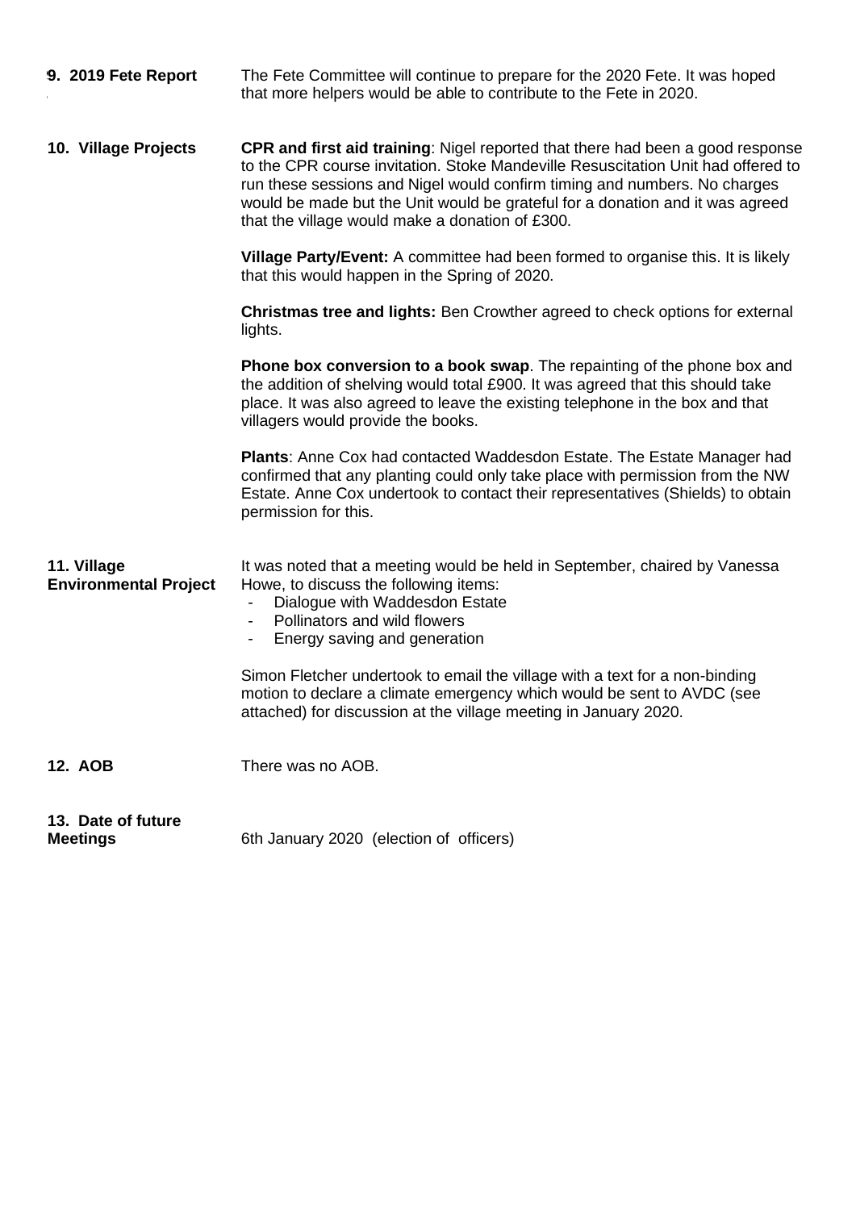**9. 2019 Fete Report**

The Fete Committee will continue to prepare for the 2020 Fete. It was hoped that more helpers would be able to contribute to the Fete in 2020.

**10. Village Projects**

**CPR and first aid training**: Nigel reported that there had been a good response to the CPR course invitation. Stoke Mandeville Resuscitation Unit had offered to run these sessions and Nigel would confirm timing and numbers. No charges would be made but the Unit would be grateful for a donation and it was agreed that the village would make a donation of £300.

**Village Party/Event:** A committee had been formed to organise this. It is likely that this would happen in the Spring of 2020.

**Christmas tree and lights:** Ben Crowther agreed to check options for external lights.

**Phone box conversion to a book swap**. The repainting of the phone box and the addition of shelving would total £900. It was agreed that this should take place. It was also agreed to leave the existing telephone in the box and that villagers would provide the books.

**Plants**: Anne Cox had contacted Waddesdon Estate. The Estate Manager had confirmed that any planting could only take place with permission from the NW Estate. Anne Cox undertook to contact their representatives (Shields) to obtain permission for this.

**11. Village Environmental Project**

It was noted that a meeting would be held in September, chaired by Vanessa Howe, to discuss the following items:

- Dialogue with Waddesdon Estate
- Pollinators and wild flowers
- Energy saving and generation

Simon Fletcher undertook to email the village with a text for a non-binding motion to declare a climate emergency which would be sent to AVDC (see attached) for discussion at the village meeting in January 2020.

**12. AOB**

There was no AOB.

**13. Date of future Meetings**

6th January 2020 (election of officers)